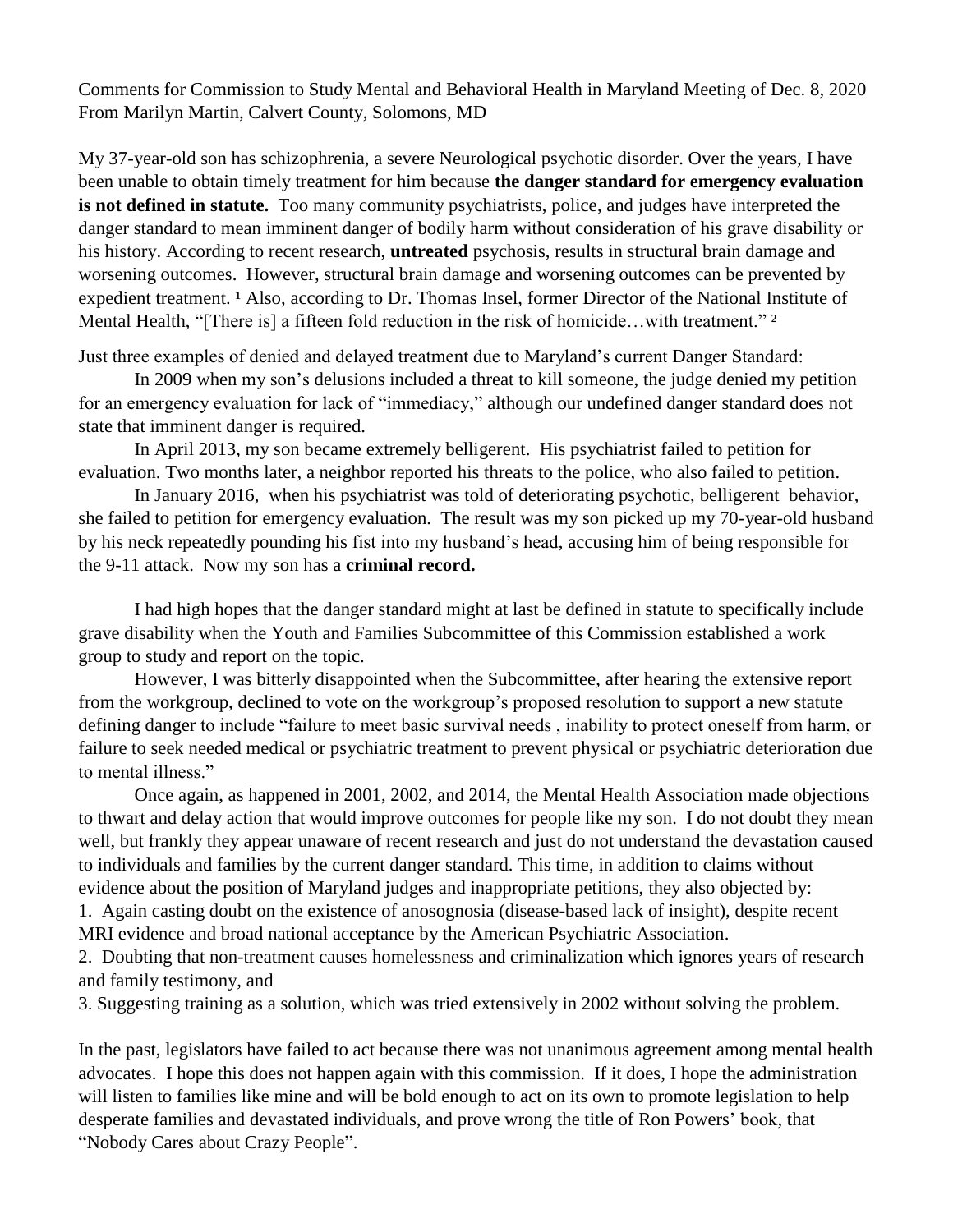Comments for Commission to Study Mental and Behavioral Health in Maryland Meeting of Dec. 8, 2020
From Marilyn Martin, Calvert County, Solomons, MD

My 37-year-old son has schizophrenia, a severe Neurological psychotic disorder. Over the years, I have been unable to obtain timely treatment for him because **the danger standard for emergency evaluation is not defined in statute.** Too many community psychiatrists, police, and judges have interpreted the danger standard to mean imminent danger of bodily harm without consideration of his grave disability or his history. According to recent research, **untreated** psychosis, results in structural brain damage and worsening outcomes. However, structural brain damage and worsening outcomes can be prevented by expedient treatment. [1] Also, according to Dr. Thomas Insel, former Director of the National Institute of Mental Health, "[There is] a fifteen fold reduction in the risk of homicide…with treatment." [2]

Just three examples of denied and delayed treatment due to Maryland's current Danger Standard:

In 2009 when my son's delusions included a threat to kill someone, the judge denied my petition for an emergency evaluation for lack of "immediacy," although our undefined danger standard does not state that imminent danger is required.

In April 2013, my son became extremely belligerent. His psychiatrist failed to petition for evaluation. Two months later, a neighbor reported his threats to the police, who also failed to petition.

In January 2016, when his psychiatrist was told of deteriorating psychotic, belligerent behavior, she failed to petition for emergency evaluation. The result was my son picked up my 70-year-old husband by his neck repeatedly pounding his fist into my husband's head, accusing him of being responsible for the 9-11 attack. Now my son has a **criminal record.**

I had high hopes that the danger standard might at last be defined in statute to specifically include grave disability when the Youth and Families Subcommittee of this Commission established a work group to study and report on the topic.

However, I was bitterly disappointed when the Subcommittee, after hearing the extensive report from the workgroup, declined to vote on the workgroup's proposed resolution to support a new statute defining danger to include "failure to meet basic survival needs , inability to protect oneself from harm, or failure to seek needed medical or psychiatric treatment to prevent physical or psychiatric deterioration due to mental illness."

Once again, as happened in 2001, 2002, and 2014, the Mental Health Association made objections to thwart and delay action that would improve outcomes for people like my son. I do not doubt they mean well, but frankly they appear unaware of recent research and just do not understand the devastation caused to individuals and families by the current danger standard. This time, in addition to claims without evidence about the position of Maryland judges and inappropriate petitions, they also objected by:

1. Again casting doubt on the existence of anosognosia (disease-based lack of insight), despite recent MRI evidence and broad national acceptance by the American Psychiatric Association.
2. Doubting that non-treatment causes homelessness and criminalization which ignores years of research and family testimony, and
3. Suggesting training as a solution, which was tried extensively in 2002 without solving the problem.

In the past, legislators have failed to act because there was not unanimous agreement among mental health advocates. I hope this does not happen again with this commission. If it does, I hope the administration will listen to families like mine and will be bold enough to act on its own to promote legislation to help desperate families and devastated individuals, and prove wrong the title of Ron Powers' book, that "Nobody Cares about Crazy People".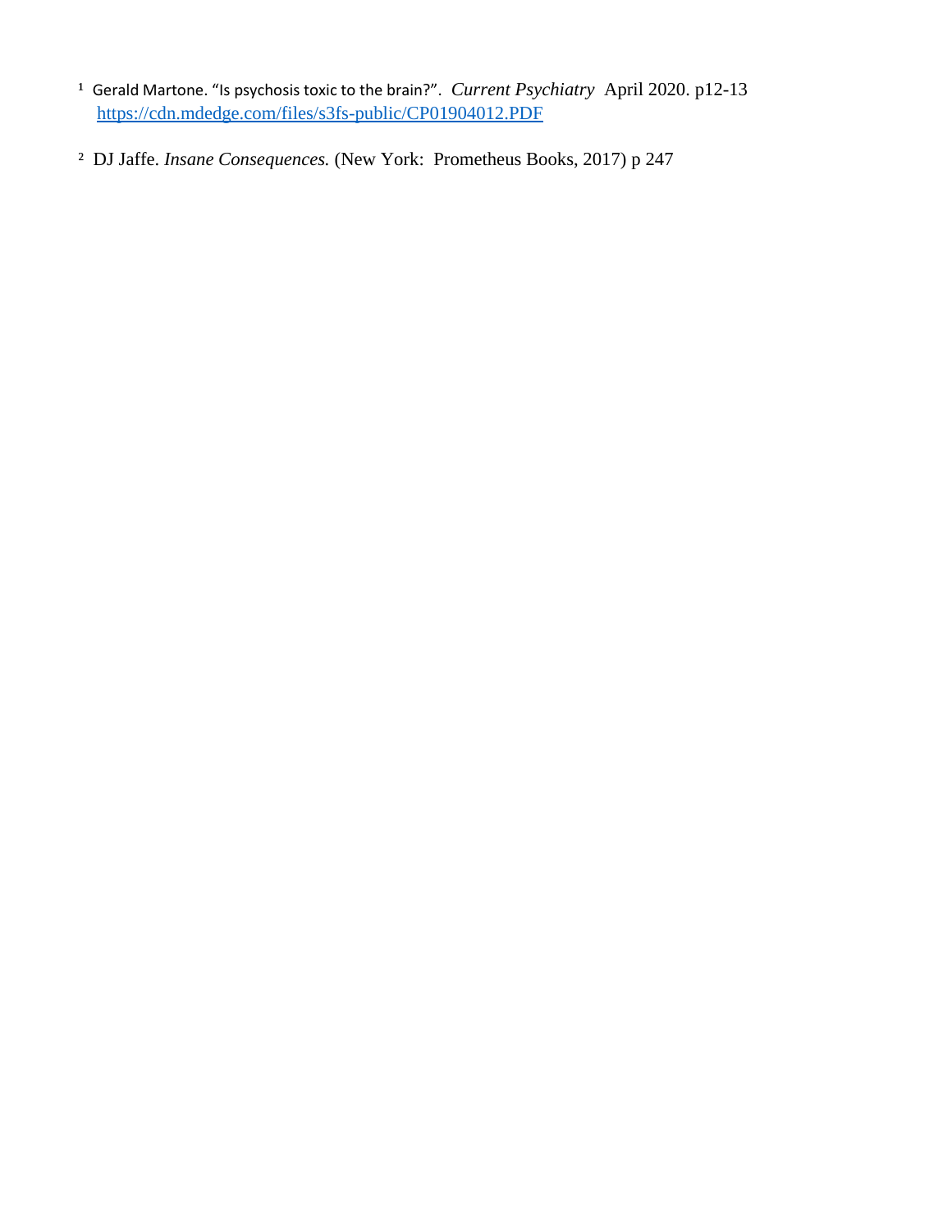[1] Gerald Martone. “Is psychosis toxic to the brain?”. *Current Psychiatry* April 2020. p12-13 https://cdn.mdedge.com/files/s3fs-public/CP01904012.PDF

[2] DJ Jaffe. *Insane Consequences.* (New York: Prometheus Books, 2017) p 247